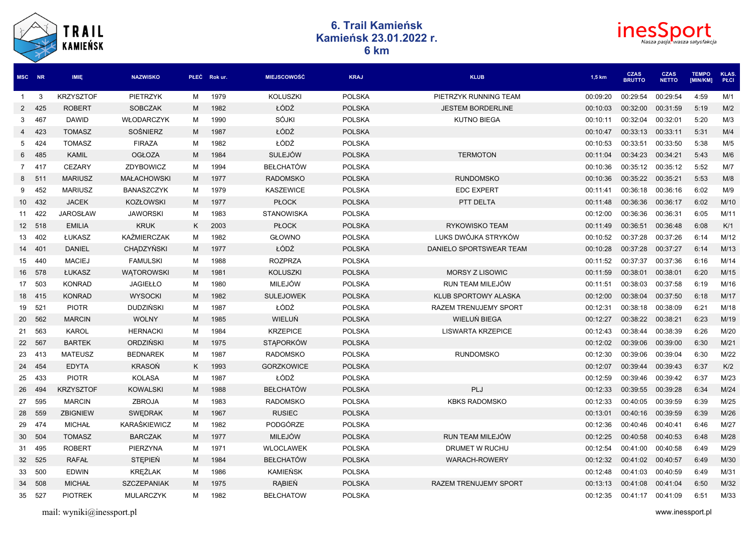# 6. Trail Kamieńsk
## Kamieńsk 23.01.2022 r.
## 6 km

| MSC | NR | IMIĘ | NAZWISKO | PŁEĆ | Rok ur. | MIEJSCOWOŚĆ | KRAJ | KLUB | 1,5 km | CZAS BRUTTO | CZAS NETTO | TEMPO [MIN/KM] | KLAS. PŁCI |
|---|---|---|---|---|---|---|---|---|---|---|---|---|---|
| 1 | 3 | KRZYSZTOF | PIETRZYK | M | 1979 | KOLUSZKI | POLSKA | PIETRZYK RUNNING TEAM | 00:09:20 | 00:29:54 | 00:29:54 | 4:59 | M/1 |
| 2 | 425 | ROBERT | SOBCZAK | M | 1982 | ŁÓDŹ | POLSKA | JESTEM BORDERLINE | 00:10:03 | 00:32:00 | 00:31:59 | 5:19 | M/2 |
| 3 | 467 | DAWID | WŁODARCZYK | M | 1990 | SÓJKI | POLSKA | KUTNO BIEGA | 00:10:11 | 00:32:04 | 00:32:01 | 5:20 | M/3 |
| 4 | 423 | TOMASZ | SOŚNIERZ | M | 1987 | ŁÓDŹ | POLSKA | | 00:10:47 | 00:33:13 | 00:33:11 | 5:31 | M/4 |
| 5 | 424 | TOMASZ | FIRAZA | M | 1982 | ŁÓDŹ | POLSKA | | 00:10:53 | 00:33:51 | 00:33:50 | 5:38 | M/5 |
| 6 | 485 | KAMIL | OGŁOZA | M | 1984 | SULEJÓW | POLSKA | TERMOTON | 00:11:04 | 00:34:23 | 00:34:21 | 5:43 | M/6 |
| 7 | 417 | CEZARY | ZDYBOWICZ | M | 1994 | BEŁCHATÓW | POLSKA | | 00:10:36 | 00:35:12 | 00:35:12 | 5:52 | M/7 |
| 8 | 511 | MARIUSZ | MAŁACHOWSKI | M | 1977 | RADOMSKO | POLSKA | RUNDOMSKO | 00:10:36 | 00:35:22 | 00:35:21 | 5:53 | M/8 |
| 9 | 452 | MARIUSZ | BANASZCZYK | M | 1979 | KASZEWICE | POLSKA | EDC EXPERT | 00:11:41 | 00:36:18 | 00:36:16 | 6:02 | M/9 |
| 10 | 432 | JACEK | KOZŁOWSKI | M | 1977 | PŁOCK | POLSKA | PTT DELTA | 00:11:48 | 00:36:36 | 00:36:17 | 6:02 | M/10 |
| 11 | 422 | JAROSŁAW | JAWORSKI | M | 1983 | STANOWISKA | POLSKA | | 00:12:00 | 00:36:36 | 00:36:31 | 6:05 | M/11 |
| 12 | 518 | EMILIA | KRUK | K | 2003 | PŁOCK | POLSKA | RYKOWISKO TEAM | 00:11:49 | 00:36:51 | 00:36:48 | 6:08 | K/1 |
| 13 | 402 | ŁUKASZ | KAŹMIERCZAK | M | 1982 | GŁOWNO | POLSKA | LUKS DWÓJKA STRYKÓW | 00:10:52 | 00:37:28 | 00:37:26 | 6:14 | M/12 |
| 14 | 401 | DANIEL | CHĄDZYŃSKI | M | 1977 | ŁÓDŹ | POLSKA | DANIELO SPORTSWEAR TEAM | 00:10:28 | 00:37:28 | 00:37:27 | 6:14 | M/13 |
| 15 | 440 | MACIEJ | FAMULSKI | M | 1988 | ROZPRZA | POLSKA | | 00:11:52 | 00:37:37 | 00:37:36 | 6:16 | M/14 |
| 16 | 578 | ŁUKASZ | WĄTOROWSKI | M | 1981 | KOLUSZKI | POLSKA | MORSY Z LISOWIC | 00:11:59 | 00:38:01 | 00:38:01 | 6:20 | M/15 |
| 17 | 503 | KONRAD | JAGIEŁŁO | M | 1980 | MILEJÓW | POLSKA | RUN TEAM MILEJÓW | 00:11:51 | 00:38:03 | 00:37:58 | 6:19 | M/16 |
| 18 | 415 | KONRAD | WYSOCKI | M | 1982 | SULEJOWEK | POLSKA | KLUB SPORTOWY ALASKA | 00:12:00 | 00:38:04 | 00:37:50 | 6:18 | M/17 |
| 19 | 521 | PIOTR | DUDZIŃSKI | M | 1987 | ŁÓDŹ | POLSKA | RAZEM TRENUJEMY SPORT | 00:12:31 | 00:38:18 | 00:38:09 | 6:21 | M/18 |
| 20 | 562 | MARCIN | WOLNY | M | 1985 | WIELUŃ | POLSKA | WIELUŃ BIEGA | 00:12:27 | 00:38:22 | 00:38:21 | 6:23 | M/19 |
| 21 | 563 | KAROL | HERNACKI | M | 1984 | KRZEPICE | POLSKA | LISWARTA KRZEPICE | 00:12:43 | 00:38:44 | 00:38:39 | 6:26 | M/20 |
| 22 | 567 | BARTEK | ORDZIŃSKI | M | 1975 | STĄPORKÓW | POLSKA | | 00:12:02 | 00:39:06 | 00:39:00 | 6:30 | M/21 |
| 23 | 413 | MATEUSZ | BEDNAREK | M | 1987 | RADOMSKO | POLSKA | RUNDOMSKO | 00:12:30 | 00:39:06 | 00:39:04 | 6:30 | M/22 |
| 24 | 454 | EDYTA | KRASOŃ | K | 1993 | GORZKOWICE | POLSKA | | 00:12:07 | 00:39:44 | 00:39:43 | 6:37 | K/2 |
| 25 | 433 | PIOTR | KOLASA | M | 1987 | ŁÓDŹ | POLSKA | | 00:12:59 | 00:39:46 | 00:39:42 | 6:37 | M/23 |
| 26 | 494 | KRZYSZTOF | KOWALSKI | M | 1988 | BEŁCHATÓW | POLSKA | PLJ | 00:12:33 | 00:39:55 | 00:39:28 | 6:34 | M/24 |
| 27 | 595 | MARCIN | ZBROJA | M | 1983 | RADOMSKO | POLSKA | KBKS RADOMSKO | 00:12:33 | 00:40:05 | 00:39:59 | 6:39 | M/25 |
| 28 | 559 | ZBIGNIEW | SWĘDRAK | M | 1967 | RUSIEC | POLSKA | | 00:13:01 | 00:40:16 | 00:39:59 | 6:39 | M/26 |
| 29 | 474 | MICHAŁ | KARAŚKIEWICZ | M | 1982 | PODGÓRZE | POLSKA | | 00:12:36 | 00:40:46 | 00:40:41 | 6:46 | M/27 |
| 30 | 504 | TOMASZ | BARCZAK | M | 1977 | MILEJÓW | POLSKA | RUN TEAM MILEJÓW | 00:12:25 | 00:40:58 | 00:40:53 | 6:48 | M/28 |
| 31 | 495 | ROBERT | PIERZYNA | M | 1971 | WLOCLAWEK | POLSKA | DRUMET W RUCHU | 00:12:54 | 00:41:00 | 00:40:58 | 6:49 | M/29 |
| 32 | 525 | RAFAŁ | STĘPIEŃ | M | 1984 | BEŁCHATÓW | POLSKA | WARACH-ROWERY | 00:12:32 | 00:41:02 | 00:40:57 | 6:49 | M/30 |
| 33 | 500 | EDWIN | KRĘŻLAK | M | 1986 | KAMIEŃSK | POLSKA | | 00:12:48 | 00:41:03 | 00:40:59 | 6:49 | M/31 |
| 34 | 508 | MICHAŁ | SZCZEPANIAK | M | 1975 | RĄBIEŃ | POLSKA | RAZEM TRENUJEMY SPORT | 00:13:13 | 00:41:08 | 00:41:04 | 6:50 | M/32 |
| 35 | 527 | PIOTREK | MULARCZYK | M | 1982 | BEŁCHATOW | POLSKA | | 00:12:35 | 00:41:17 | 00:41:09 | 6:51 | M/33 |

mail: wyniki@inessport.pl

www.inessport.pl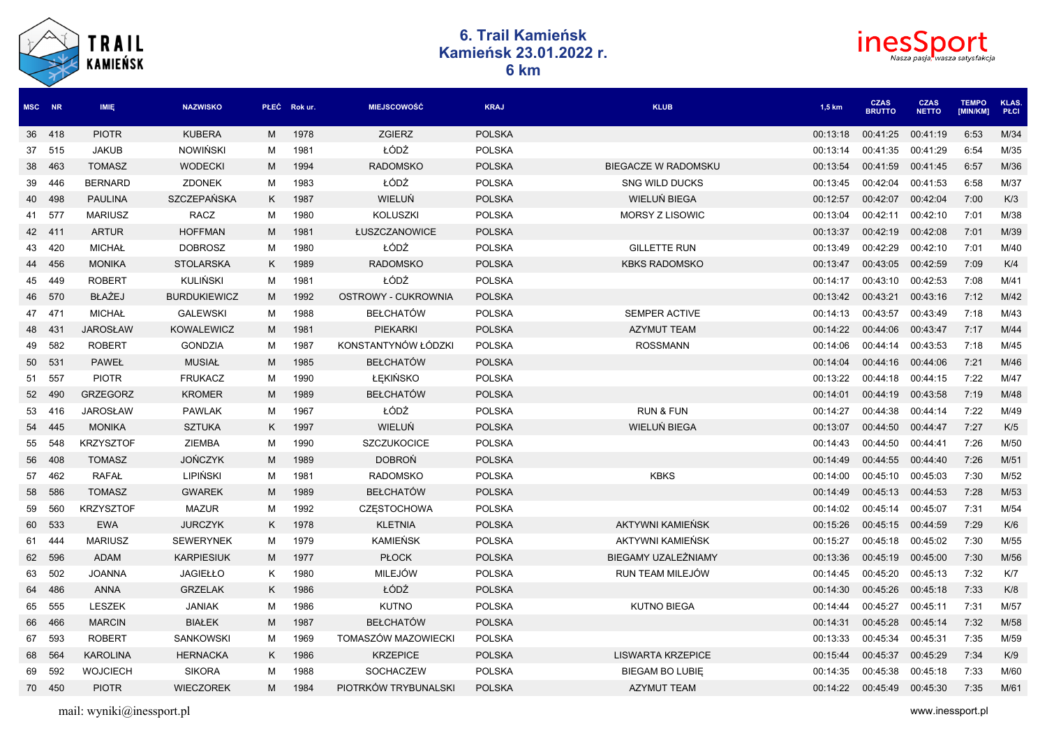# 6. Trail Kamieńsk
# Kamieńsk 23.01.2022 r.
# 6 km

| MSC | NR | IMIĘ | NAZWISKO | PŁEĆ | Rok ur. | MIEJSCOWOŚĆ | KRAJ | KLUB | 1,5 km | CZAS BRUTTO | CZAS NETTO | TEMPO [MIN/KM] | KLAS. PŁCI |
|---|---|---|---|---|---|---|---|---|---|---|---|---|---|
| 36 | 418 | PIOTR | KUBERA | M | 1978 | ZGIERZ | POLSKA | | 00:13:18 | 00:41:25 | 00:41:19 | 6:53 | M/34 |
| 37 | 515 | JAKUB | NOWIŃSKI | M | 1981 | ŁÓDŹ | POLSKA | | 00:13:14 | 00:41:35 | 00:41:29 | 6:54 | M/35 |
| 38 | 463 | TOMASZ | WODECKI | M | 1994 | RADOMSKO | POLSKA | BIEGACZE W RADOMSKU | 00:13:54 | 00:41:59 | 00:41:45 | 6:57 | M/36 |
| 39 | 446 | BERNARD | ZDONEK | M | 1983 | ŁÓDŹ | POLSKA | SNG WILD DUCKS | 00:13:45 | 00:42:04 | 00:41:53 | 6:58 | M/37 |
| 40 | 498 | PAULINA | SZCZEPAŃSKA | K | 1987 | WIELUŃ | POLSKA | WIELUŃ BIEGA | 00:12:57 | 00:42:07 | 00:42:04 | 7:00 | K/3 |
| 41 | 577 | MARIUSZ | RACZ | M | 1980 | KOLUSZKI | POLSKA | MORSY Z LISOWIC | 00:13:04 | 00:42:11 | 00:42:10 | 7:01 | M/38 |
| 42 | 411 | ARTUR | HOFFMAN | M | 1981 | ŁUSZCZANOWICE | POLSKA | | 00:13:37 | 00:42:19 | 00:42:08 | 7:01 | M/39 |
| 43 | 420 | MICHAŁ | DOBROSZ | M | 1980 | ŁÓDŹ | POLSKA | GILLETTE RUN | 00:13:49 | 00:42:29 | 00:42:10 | 7:01 | M/40 |
| 44 | 456 | MONIKA | STOLARSKA | K | 1989 | RADOMSKO | POLSKA | KBKS RADOMSKO | 00:13:47 | 00:43:05 | 00:42:59 | 7:09 | K/4 |
| 45 | 449 | ROBERT | KULIŃSKI | M | 1981 | ŁÓDŹ | POLSKA | | 00:14:17 | 00:43:10 | 00:42:53 | 7:08 | M/41 |
| 46 | 570 | BŁAŻEJ | BURDUKIEWICZ | M | 1992 | OSTROWY - CUKROWNIA | POLSKA | | 00:13:42 | 00:43:21 | 00:43:16 | 7:12 | M/42 |
| 47 | 471 | MICHAŁ | GALEWSKI | M | 1988 | BEŁCHATÓW | POLSKA | SEMPER ACTIVE | 00:14:13 | 00:43:57 | 00:43:49 | 7:18 | M/43 |
| 48 | 431 | JAROSŁAW | KOWALEWICZ | M | 1981 | PIEKARKI | POLSKA | AZYMUT TEAM | 00:14:22 | 00:44:06 | 00:43:47 | 7:17 | M/44 |
| 49 | 582 | ROBERT | GONDZIA | M | 1987 | KONSTANTYNÓW ŁÓDZKI | POLSKA | ROSSMANN | 00:14:06 | 00:44:14 | 00:43:53 | 7:18 | M/45 |
| 50 | 531 | PAWEŁ | MUSIAŁ | M | 1985 | BEŁCHATÓW | POLSKA | | 00:14:04 | 00:44:16 | 00:44:06 | 7:21 | M/46 |
| 51 | 557 | PIOTR | FRUKACZ | M | 1990 | ŁĘKIŃSKO | POLSKA | | 00:13:22 | 00:44:18 | 00:44:15 | 7:22 | M/47 |
| 52 | 490 | GRZEGORZ | KROMER | M | 1989 | BEŁCHATÓW | POLSKA | | 00:14:01 | 00:44:19 | 00:43:58 | 7:19 | M/48 |
| 53 | 416 | JAROSŁAW | PAWLAK | M | 1967 | ŁÓDŹ | POLSKA | RUN & FUN | 00:14:27 | 00:44:38 | 00:44:14 | 7:22 | M/49 |
| 54 | 445 | MONIKA | SZTUKA | K | 1997 | WIELUŃ | POLSKA | WIELUŃ BIEGA | 00:13:07 | 00:44:50 | 00:44:47 | 7:27 | K/5 |
| 55 | 548 | KRZYSZTOF | ZIEMBA | M | 1990 | SZCZUKOCICE | POLSKA | | 00:14:43 | 00:44:50 | 00:44:41 | 7:26 | M/50 |
| 56 | 408 | TOMASZ | JOŃCZYK | M | 1989 | DOBROŃ | POLSKA | | 00:14:49 | 00:44:55 | 00:44:40 | 7:26 | M/51 |
| 57 | 462 | RAFAŁ | LIPIŃSKI | M | 1981 | RADOMSKO | POLSKA | KBKS | 00:14:00 | 00:45:10 | 00:45:03 | 7:30 | M/52 |
| 58 | 586 | TOMASZ | GWAREK | M | 1989 | BEŁCHATÓW | POLSKA | | 00:14:49 | 00:45:13 | 00:44:53 | 7:28 | M/53 |
| 59 | 560 | KRZYSZTOF | MAZUR | M | 1992 | CZĘSTOCHOWA | POLSKA | | 00:14:02 | 00:45:14 | 00:45:07 | 7:31 | M/54 |
| 60 | 533 | EWA | JURCZYK | K | 1978 | KLETNIA | POLSKA | AKTYWNI KAMIEŃSK | 00:15:26 | 00:45:15 | 00:44:59 | 7:29 | K/6 |
| 61 | 444 | MARIUSZ | SEWERYNEK | M | 1979 | KAMIEŃSK | POLSKA | AKTYWNI KAMIEŃSK | 00:15:27 | 00:45:18 | 00:45:02 | 7:30 | M/55 |
| 62 | 596 | ADAM | KARPIESIUK | M | 1977 | PŁOCK | POLSKA | BIEGAMY UZALEŻNIAMY | 00:13:36 | 00:45:19 | 00:45:00 | 7:30 | M/56 |
| 63 | 502 | JOANNA | JAGIEŁŁO | K | 1980 | MILEJÓW | POLSKA | RUN TEAM MILEJÓW | 00:14:45 | 00:45:20 | 00:45:13 | 7:32 | K/7 |
| 64 | 486 | ANNA | GRZELAK | K | 1986 | ŁÓDŹ | POLSKA | | 00:14:30 | 00:45:26 | 00:45:18 | 7:33 | K/8 |
| 65 | 555 | LESZEK | JANIAK | M | 1986 | KUTNO | POLSKA | KUTNO BIEGA | 00:14:44 | 00:45:27 | 00:45:11 | 7:31 | M/57 |
| 66 | 466 | MARCIN | BIAŁEK | M | 1987 | BEŁCHATÓW | POLSKA | | 00:14:31 | 00:45:28 | 00:45:14 | 7:32 | M/58 |
| 67 | 593 | ROBERT | SANKOWSKI | M | 1969 | TOMASZÓW MAZOWIECKI | POLSKA | | 00:13:33 | 00:45:34 | 00:45:31 | 7:35 | M/59 |
| 68 | 564 | KAROLINA | HERNACKA | K | 1986 | KRZEPICE | POLSKA | LISWARTA KRZEPICE | 00:15:44 | 00:45:37 | 00:45:29 | 7:34 | K/9 |
| 69 | 592 | WOJCIECH | SIKORA | M | 1988 | SOCHACZEW | POLSKA | BIEGAM BO LUBIĘ | 00:14:35 | 00:45:38 | 00:45:18 | 7:33 | M/60 |
| 70 | 450 | PIOTR | WIECZOREK | M | 1984 | PIOTRKÓW TRYBUNALSKI | POLSKA | AZYMUT TEAM | 00:14:22 | 00:45:49 | 00:45:30 | 7:35 | M/61 |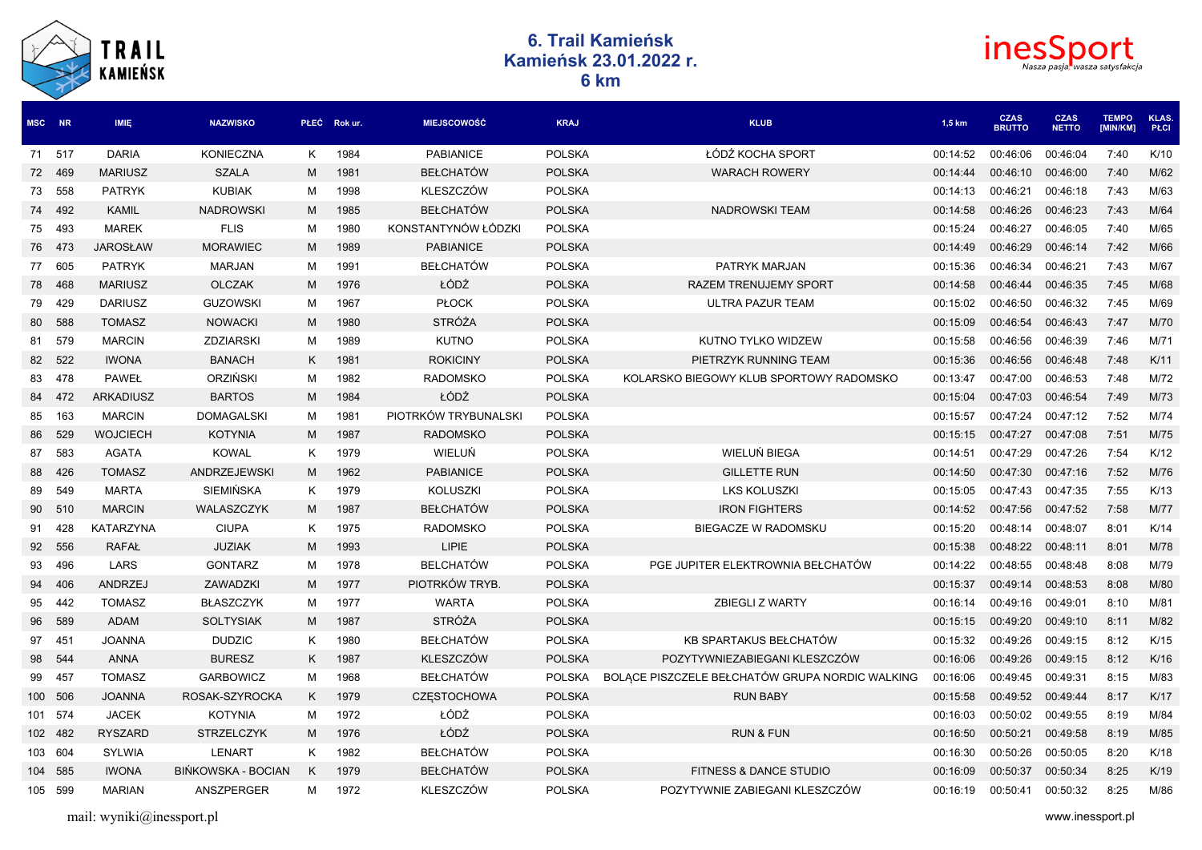# 6. Trail Kamieńsk
## Kamieńsk 23.01.2022 r.
## 6 km

| MSC | NR | IMIĘ | NAZWISKO | PŁEĆ | Rok ur. | MIEJSCOWOŚĆ | KRAJ | KLUB | 1,5 km | CZAS BRUTTO | CZAS NETTO | TEMPO [MIN/KM] | KLAS. PŁCI |
|---|---|---|---|---|---|---|---|---|---|---|---|---|---|
| 71 | 517 | DARIA | KONIECZNA | K | 1984 | PABIANICE | POLSKA | ŁÓDŹ KOCHA SPORT | 00:14:52 | 00:46:06 | 00:46:04 | 7:40 | K/10 |
| 72 | 469 | MARIUSZ | SZALA | M | 1981 | BEŁCHATÓW | POLSKA | WARACH ROWERY | 00:14:44 | 00:46:10 | 00:46:00 | 7:40 | M/62 |
| 73 | 558 | PATRYK | KUBIAK | M | 1998 | KLESZCZÓW | POLSKA | | 00:14:13 | 00:46:21 | 00:46:18 | 7:43 | M/63 |
| 74 | 492 | KAMIL | NADROWSKI | M | 1985 | BEŁCHATÓW | POLSKA | NADROWSKI TEAM | 00:14:58 | 00:46:26 | 00:46:23 | 7:43 | M/64 |
| 75 | 493 | MAREK | FLIS | M | 1980 | KONSTANTYNÓW ŁÓDZKI | POLSKA | | 00:15:24 | 00:46:27 | 00:46:05 | 7:40 | M/65 |
| 76 | 473 | JAROSŁAW | MORAWIEC | M | 1989 | PABIANICE | POLSKA | | 00:14:49 | 00:46:29 | 00:46:14 | 7:42 | M/66 |
| 77 | 605 | PATRYK | MARJAN | M | 1991 | BEŁCHATÓW | POLSKA | PATRYK MARJAN | 00:15:36 | 00:46:34 | 00:46:21 | 7:43 | M/67 |
| 78 | 468 | MARIUSZ | OLCZAK | M | 1976 | ŁÓDŹ | POLSKA | RAZEM TRENUJEMY SPORT | 00:14:58 | 00:46:44 | 00:46:35 | 7:45 | M/68 |
| 79 | 429 | DARIUSZ | GUZOWSKI | M | 1967 | PŁOCK | POLSKA | ULTRA PAZUR TEAM | 00:15:02 | 00:46:50 | 00:46:32 | 7:45 | M/69 |
| 80 | 588 | TOMASZ | NOWACKI | M | 1980 | STRÓŻA | POLSKA | | 00:15:09 | 00:46:54 | 00:46:43 | 7:47 | M/70 |
| 81 | 579 | MARCIN | ZDZIARSKI | M | 1989 | KUTNO | POLSKA | KUTNO TYLKO WIDZEW | 00:15:58 | 00:46:56 | 00:46:39 | 7:46 | M/71 |
| 82 | 522 | IWONA | BANACH | K | 1981 | ROKICINY | POLSKA | PIETRZYK RUNNING TEAM | 00:15:36 | 00:46:56 | 00:46:48 | 7:48 | K/11 |
| 83 | 478 | PAWEŁ | ORZIŃSKI | M | 1982 | RADOMSKO | POLSKA | KOLARSKO BIEGOWY KLUB SPORTOWY RADOMSKO | 00:13:47 | 00:47:00 | 00:46:53 | 7:48 | M/72 |
| 84 | 472 | ARKADIUSZ | BARTOS | M | 1984 | ŁÓDŹ | POLSKA | | 00:15:04 | 00:47:03 | 00:46:54 | 7:49 | M/73 |
| 85 | 163 | MARCIN | DOMAGALSKI | M | 1981 | PIOTRKÓW TRYBUNALSKI | POLSKA | | 00:15:57 | 00:47:24 | 00:47:12 | 7:52 | M/74 |
| 86 | 529 | WOJCIECH | KOTYNIA | M | 1987 | RADOMSKO | POLSKA | | 00:15:15 | 00:47:27 | 00:47:08 | 7:51 | M/75 |
| 87 | 583 | AGATA | KOWAL | K | 1979 | WIELUŃ | POLSKA | WIELUŃ BIEGA | 00:14:51 | 00:47:29 | 00:47:26 | 7:54 | K/12 |
| 88 | 426 | TOMASZ | ANDRZEJEWSKI | M | 1962 | PABIANICE | POLSKA | GILLETTE RUN | 00:14:50 | 00:47:30 | 00:47:16 | 7:52 | M/76 |
| 89 | 549 | MARTA | SIEMIŃSKA | K | 1979 | KOLUSZKI | POLSKA | LKS KOLUSZKI | 00:15:05 | 00:47:43 | 00:47:35 | 7:55 | K/13 |
| 90 | 510 | MARCIN | WALASZCZYK | M | 1987 | BEŁCHATÓW | POLSKA | IRON FIGHTERS | 00:14:52 | 00:47:56 | 00:47:52 | 7:58 | M/77 |
| 91 | 428 | KATARZYNA | CIUPA | K | 1975 | RADOMSKO | POLSKA | BIEGACZE W RADOMSKU | 00:15:20 | 00:48:14 | 00:48:07 | 8:01 | K/14 |
| 92 | 556 | RAFAŁ | JUZIAK | M | 1993 | LIPIE | POLSKA | | 00:15:38 | 00:48:22 | 00:48:11 | 8:01 | M/78 |
| 93 | 496 | LARS | GONTARZ | M | 1978 | BEŁCHATÓW | POLSKA | PGE JUPITER ELEKTROWNIA BEŁCHATÓW | 00:14:22 | 00:48:55 | 00:48:48 | 8:08 | M/79 |
| 94 | 406 | ANDRZEJ | ZAWADZKI | M | 1977 | PIOTRKÓW TRYB. | POLSKA | | 00:15:37 | 00:49:14 | 00:48:53 | 8:08 | M/80 |
| 95 | 442 | TOMASZ | BŁASZCZYK | M | 1977 | WARTA | POLSKA | ZBIEGLI Z WARTY | 00:16:14 | 00:49:16 | 00:49:01 | 8:10 | M/81 |
| 96 | 589 | ADAM | SOLTYSIAK | M | 1987 | STRÓŻA | POLSKA | | 00:15:15 | 00:49:20 | 00:49:10 | 8:11 | M/82 |
| 97 | 451 | JOANNA | DUDZIC | K | 1980 | BEŁCHATÓW | POLSKA | KB SPARTAKUS BEŁCHATÓW | 00:15:32 | 00:49:26 | 00:49:15 | 8:12 | K/15 |
| 98 | 544 | ANNA | BURESZ | K | 1987 | KLESZCZÓW | POLSKA | POZYTYWNIEZABIEGANI KLESZCZÓW | 00:16:06 | 00:49:26 | 00:49:15 | 8:12 | K/16 |
| 99 | 457 | TOMASZ | GARBOWICZ | M | 1968 | BEŁCHATÓW | POLSKA | BOLĄCE PISZCZELE BEŁCHATÓW GRUPA NORDIC WALKING | 00:16:06 | 00:49:45 | 00:49:31 | 8:15 | M/83 |
| 100 | 506 | JOANNA | ROSAK-SZYROCKA | K | 1979 | CZĘSTOCHOWA | POLSKA | RUN BABY | 00:15:58 | 00:49:52 | 00:49:44 | 8:17 | K/17 |
| 101 | 574 | JACEK | KOTYNIA | M | 1972 | ŁÓDŹ | POLSKA | | 00:16:03 | 00:50:02 | 00:49:55 | 8:19 | M/84 |
| 102 | 482 | RYSZARD | STRZELCZYK | M | 1976 | ŁÓDŹ | POLSKA | RUN & FUN | 00:16:50 | 00:50:21 | 00:49:58 | 8:19 | M/85 |
| 103 | 604 | SYLWIA | LENART | K | 1982 | BEŁCHATÓW | POLSKA | | 00:16:30 | 00:50:26 | 00:50:05 | 8:20 | K/18 |
| 104 | 585 | IWONA | BIŃKOWSKA - BOCIAN | K | 1979 | BEŁCHATÓW | POLSKA | FITNESS & DANCE STUDIO | 00:16:09 | 00:50:37 | 00:50:34 | 8:25 | K/19 |
| 105 | 599 | MARIAN | ANSZPERGER | M | 1972 | KLESZCZÓW | POLSKA | POZYTYWNIE ZABIEGANI KLESZCZÓW | 00:16:19 | 00:50:41 | 00:50:32 | 8:25 | M/86 |

mail: wyniki@inessport.pl www.inessport.pl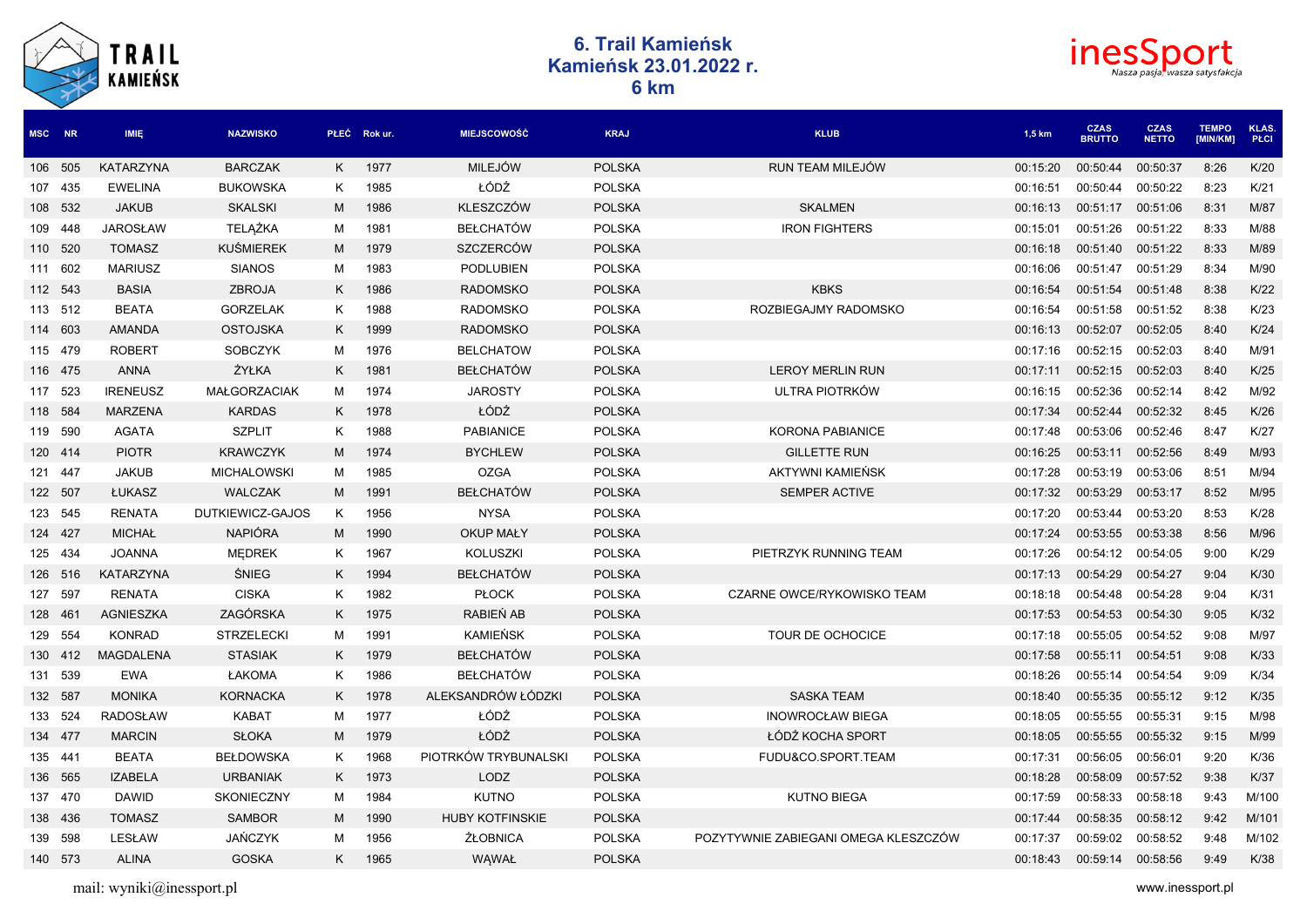# 6. Trail Kamieńsk
## Kamieńsk 23.01.2022 r.
## 6 km

| MSC | NR | IMIĘ | NAZWISKO | PŁEĆ | Rok ur. | MIEJSCOWOŚĆ | KRAJ | KLUB | 1,5 km | CZAS BRUTTO | CZAS NETTO | TEMPO [MIN/KM] | KLAS. PŁCI |
|---|---|---|---|---|---|---|---|---|---|---|---|---|---|
| 106 | 505 | KATARZYNA | BARCZAK | K | 1977 | MILEJÓW | POLSKA | RUN TEAM MILEJÓW | 00:15:20 | 00:50:44 | 00:50:37 | 8:26 | K/20 |
| 107 | 435 | EWELINA | BUKOWSKA | K | 1985 | ŁÓDŹ | POLSKA | | 00:16:51 | 00:50:44 | 00:50:22 | 8:23 | K/21 |
| 108 | 532 | JAKUB | SKALSKI | M | 1986 | KLESZCZÓW | POLSKA | SKALMEN | 00:16:13 | 00:51:17 | 00:51:06 | 8:31 | M/87 |
| 109 | 448 | JAROSŁAW | TELĄŻKA | M | 1981 | BEŁCHATÓW | POLSKA | IRON FIGHTERS | 00:15:01 | 00:51:26 | 00:51:22 | 8:33 | M/88 |
| 110 | 520 | TOMASZ | KUŚMIEREK | M | 1979 | SZCZERCÓW | POLSKA | | 00:16:18 | 00:51:40 | 00:51:22 | 8:33 | M/89 |
| 111 | 602 | MARIUSZ | SIANOS | M | 1983 | PODLUBIEN | POLSKA | | 00:16:06 | 00:51:47 | 00:51:29 | 8:34 | M/90 |
| 112 | 543 | BASIA | ZBROJA | K | 1986 | RADOMSKO | POLSKA | KBKS | 00:16:54 | 00:51:54 | 00:51:48 | 8:38 | K/22 |
| 113 | 512 | BEATA | GORZELAK | K | 1988 | RADOMSKO | POLSKA | ROZBIEGAJMY RADOMSKO | 00:16:54 | 00:51:58 | 00:51:52 | 8:38 | K/23 |
| 114 | 603 | AMANDA | OSTOJSKA | K | 1999 | RADOMSKO | POLSKA | | 00:16:13 | 00:52:07 | 00:52:05 | 8:40 | K/24 |
| 115 | 479 | ROBERT | SOBCZYK | M | 1976 | BELCHATOW | POLSKA | | 00:17:16 | 00:52:15 | 00:52:03 | 8:40 | M/91 |
| 116 | 475 | ANNA | ŻYŁKA | K | 1981 | BEŁCHATÓW | POLSKA | LEROY MERLIN RUN | 00:17:11 | 00:52:15 | 00:52:03 | 8:40 | K/25 |
| 117 | 523 | IRENEUSZ | MAŁGORZACIAK | M | 1974 | JAROSTY | POLSKA | ULTRA PIOTRKÓW | 00:16:15 | 00:52:36 | 00:52:14 | 8:42 | M/92 |
| 118 | 584 | MARZENA | KARDAS | K | 1978 | ŁÓDŹ | POLSKA | | 00:17:34 | 00:52:44 | 00:52:32 | 8:45 | K/26 |
| 119 | 590 | AGATA | SZPLIT | K | 1988 | PABIANICE | POLSKA | KORONA PABIANICE | 00:17:48 | 00:53:06 | 00:52:46 | 8:47 | K/27 |
| 120 | 414 | PIOTR | KRAWCZYK | M | 1974 | BYCHLEW | POLSKA | GILLETTE RUN | 00:16:25 | 00:53:11 | 00:52:56 | 8:49 | M/93 |
| 121 | 447 | JAKUB | MICHALOWSKI | M | 1985 | OZGA | POLSKA | AKTYWNI KAMIEŃSK | 00:17:28 | 00:53:19 | 00:53:06 | 8:51 | M/94 |
| 122 | 507 | ŁUKASZ | WALCZAK | M | 1991 | BEŁCHATÓW | POLSKA | SEMPER ACTIVE | 00:17:32 | 00:53:29 | 00:53:17 | 8:52 | M/95 |
| 123 | 545 | RENATA | DUTKIEWICZ-GAJOS | K | 1956 | NYSA | POLSKA | | 00:17:20 | 00:53:44 | 00:53:20 | 8:53 | K/28 |
| 124 | 427 | MICHAŁ | NAPIÓRA | M | 1990 | OKUP MAŁY | POLSKA | | 00:17:24 | 00:53:55 | 00:53:38 | 8:56 | M/96 |
| 125 | 434 | JOANNA | MĘDREK | K | 1967 | KOLUSZKI | POLSKA | PIETRZYK RUNNING TEAM | 00:17:26 | 00:54:12 | 00:54:05 | 9:00 | K/29 |
| 126 | 516 | KATARZYNA | ŚNIEG | K | 1994 | BEŁCHATÓW | POLSKA | | 00:17:13 | 00:54:29 | 00:54:27 | 9:04 | K/30 |
| 127 | 597 | RENATA | CISKA | K | 1982 | PŁOCK | POLSKA | CZARNE OWCE/RYKOWISKO TEAM | 00:18:18 | 00:54:48 | 00:54:28 | 9:04 | K/31 |
| 128 | 461 | AGNIESZKA | ZAGÓRSKA | K | 1975 | RABIEŃ AB | POLSKA | | 00:17:53 | 00:54:53 | 00:54:30 | 9:05 | K/32 |
| 129 | 554 | KONRAD | STRZELECKI | M | 1991 | KAMIEŃSK | POLSKA | TOUR DE OCHOCICE | 00:17:18 | 00:55:05 | 00:54:52 | 9:08 | M/97 |
| 130 | 412 | MAGDALENA | STASIAK | K | 1979 | BEŁCHATÓW | POLSKA | | 00:17:58 | 00:55:11 | 00:54:51 | 9:08 | K/33 |
| 131 | 539 | EWA | ŁAKOMA | K | 1986 | BEŁCHATÓW | POLSKA | | 00:18:26 | 00:55:14 | 00:54:54 | 9:09 | K/34 |
| 132 | 587 | MONIKA | KORNACKA | K | 1978 | ALEKSANDRÓW ŁÓDZKI | POLSKA | SASKA TEAM | 00:18:40 | 00:55:35 | 00:55:12 | 9:12 | K/35 |
| 133 | 524 | RADOSŁAW | KABAT | M | 1977 | ŁÓDŹ | POLSKA | INOWROCŁAW BIEGA | 00:18:05 | 00:55:55 | 00:55:31 | 9:15 | M/98 |
| 134 | 477 | MARCIN | SŁOKA | M | 1979 | ŁÓDŹ | POLSKA | ŁÓDŹ KOCHA SPORT | 00:18:05 | 00:55:55 | 00:55:32 | 9:15 | M/99 |
| 135 | 441 | BEATA | BEŁDOWSKA | K | 1968 | PIOTRKÓW TRYBUNALSKI | POLSKA | FUDU&CO.SPORT.TEAM | 00:17:31 | 00:56:05 | 00:56:01 | 9:20 | K/36 |
| 136 | 565 | IZABELA | URBANIAK | K | 1973 | LODZ | POLSKA | | 00:18:28 | 00:58:09 | 00:57:52 | 9:38 | K/37 |
| 137 | 470 | DAWID | SKONIECZNY | M | 1984 | KUTNO | POLSKA | KUTNO BIEGA | 00:17:59 | 00:58:33 | 00:58:18 | 9:43 | M/100 |
| 138 | 436 | TOMASZ | SAMBOR | M | 1990 | HUBY KOTFINSKIE | POLSKA | | 00:17:44 | 00:58:35 | 00:58:12 | 9:42 | M/101 |
| 139 | 598 | LESŁAW | JAŃCZYK | M | 1956 | ŻŁOBNICA | POLSKA | POZYTYWNIE ZABIEGANI OMEGA KLESZCZÓW | 00:17:37 | 00:59:02 | 00:58:52 | 9:48 | M/102 |
| 140 | 573 | ALINA | GOSKA | K | 1965 | WĄWAŁ | POLSKA | | 00:18:43 | 00:59:14 | 00:58:56 | 9:49 | K/38 |

mail: wyniki@inessport.pl

www.inessport.pl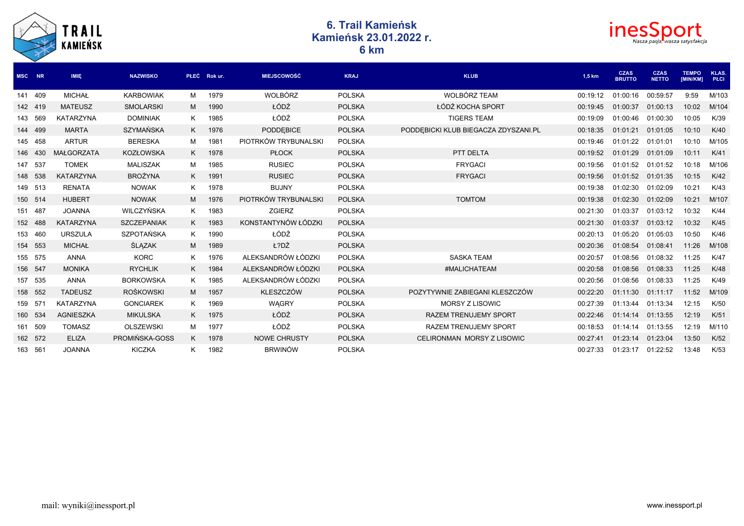# 6. Trail Kamieńsk
## Kamieńsk 23.01.2022 r.
## 6 km

| MSC | NR | IMIĘ | NAZWISKO | PŁEĆ | Rok ur. | MIEJSCOWOŚĆ | KRAJ | KLUB | 1,5 km | CZAS BRUTTO | CZAS NETTO | TEMPO [MIN/KM] | KLAS. PŁCI |
|---|---|---|---|---|---|---|---|---|---|---|---|---|---|
| 141 | 409 | MICHAŁ | KARBOWIAK | M | 1979 | WOLBÓRZ | POLSKA | WOLBÓRZ TEAM | 00:19:12 | 01:00:16 | 00:59:57 | 9:59 | M/103 |
| 142 | 419 | MATEUSZ | SMOLARSKI | M | 1990 | ŁÓDŹ | POLSKA | ŁÓDŹ KOCHA SPORT | 00:19:45 | 01:00:37 | 01:00:13 | 10:02 | M/104 |
| 143 | 569 | KATARZYNA | DOMINIAK | K | 1985 | ŁÓDŹ | POLSKA | TIGERS TEAM | 00:19:09 | 01:00:46 | 01:00:30 | 10:05 | K/39 |
| 144 | 499 | MARTA | SZYMAŃSKA | K | 1976 | PODDĘBICE | POLSKA | PODDĘBICKI KLUB BIEGACZA ZDYSZANI.PL | 00:18:35 | 01:01:21 | 01:01:05 | 10:10 | K/40 |
| 145 | 458 | ARTUR | BERESKA | M | 1981 | PIOTRKÓW TRYBUNALSKI | POLSKA | | 00:19:46 | 01:01:22 | 01:01:01 | 10:10 | M/105 |
| 146 | 430 | MAŁGORZATA | KOZŁOWSKA | K | 1978 | PŁOCK | POLSKA | PTT DELTA | 00:19:52 | 01:01:29 | 01:01:09 | 10:11 | K/41 |
| 147 | 537 | TOMEK | MALISZAK | M | 1985 | RUSIEC | POLSKA | FRYGACI | 00:19:56 | 01:01:52 | 01:01:52 | 10:18 | M/106 |
| 148 | 538 | KATARZYNA | BROŻYNA | K | 1991 | RUSIEC | POLSKA | FRYGACI | 00:19:56 | 01:01:52 | 01:01:35 | 10:15 | K/42 |
| 149 | 513 | RENATA | NOWAK | K | 1978 | BUJNY | POLSKA | | 00:19:38 | 01:02:30 | 01:02:09 | 10:21 | K/43 |
| 150 | 514 | HUBERT | NOWAK | M | 1976 | PIOTRKÓW TRYBUNALSKI | POLSKA | TOMTOM | 00:19:38 | 01:02:30 | 01:02:09 | 10:21 | M/107 |
| 151 | 487 | JOANNA | WILCZYŃSKA | K | 1983 | ZGIERZ | POLSKA | | 00:21:30 | 01:03:37 | 01:03:12 | 10:32 | K/44 |
| 152 | 488 | KATARZYNA | SZCZEPANIAK | K | 1983 | KONSTANTYNÓW ŁÓDZKI | POLSKA | | 00:21:30 | 01:03:37 | 01:03:12 | 10:32 | K/45 |
| 153 | 460 | URSZULA | SZPOTAŃSKA | K | 1990 | ŁÓDŹ | POLSKA | | 00:20:13 | 01:05:20 | 01:05:03 | 10:50 | K/46 |
| 154 | 553 | MICHAŁ | ŚLĄZAK | M | 1989 | Ł?DŹ | POLSKA | | 00:20:36 | 01:08:54 | 01:08:41 | 11:26 | M/108 |
| 155 | 575 | ANNA | KORC | K | 1976 | ALEKSANDRÓW ŁÓDZKI | POLSKA | SASKA TEAM | 00:20:57 | 01:08:56 | 01:08:32 | 11:25 | K/47 |
| 156 | 547 | MONIKA | RYCHLIK | K | 1984 | ALEKSANDRÓW ŁÓDZKI | POLSKA | #MALICHATEAM | 00:20:58 | 01:08:56 | 01:08:33 | 11:25 | K/48 |
| 157 | 535 | ANNA | BORKOWSKA | K | 1985 | ALEKSANDRÓW ŁÓDZKI | POLSKA | | 00:20:56 | 01:08:56 | 01:08:33 | 11:25 | K/49 |
| 158 | 552 | TADEUSZ | ROŚKOWSKI | M | 1957 | KLESZCZÓW | POLSKA | POZYTYWNIE ZABIEGANI KLESZCZÓW | 00:22:20 | 01:11:30 | 01:11:17 | 11:52 | M/109 |
| 159 | 571 | KATARZYNA | GONCIAREK | K | 1969 | WĄGRY | POLSKA | MORSY Z LISOWIC | 00:27:39 | 01:13:44 | 01:13:34 | 12:15 | K/50 |
| 160 | 534 | AGNIESZKA | MIKULSKA | K | 1975 | ŁÓDŹ | POLSKA | RAZEM TRENUJEMY SPORT | 00:22:46 | 01:14:14 | 01:13:55 | 12:19 | K/51 |
| 161 | 509 | TOMASZ | OLSZEWSKI | M | 1977 | ŁÓDŹ | POLSKA | RAZEM TRENUJEMY SPORT | 00:18:53 | 01:14:14 | 01:13:55 | 12:19 | M/110 |
| 162 | 572 | ELIZA | PROMIŃSKA-GOSS | K | 1978 | NOWE CHRUSTY | POLSKA | CELIRONMAN MORSY Z LISOWIC | 00:27:41 | 01:23:14 | 01:23:04 | 13:50 | K/52 |
| 163 | 561 | JOANNA | KICZKA | K | 1982 | BRWINÓW | POLSKA | | 00:27:33 | 01:23:17 | 01:22:52 | 13:48 | K/53 |

mail: wyniki@inessport.pl

www.inessport.pl